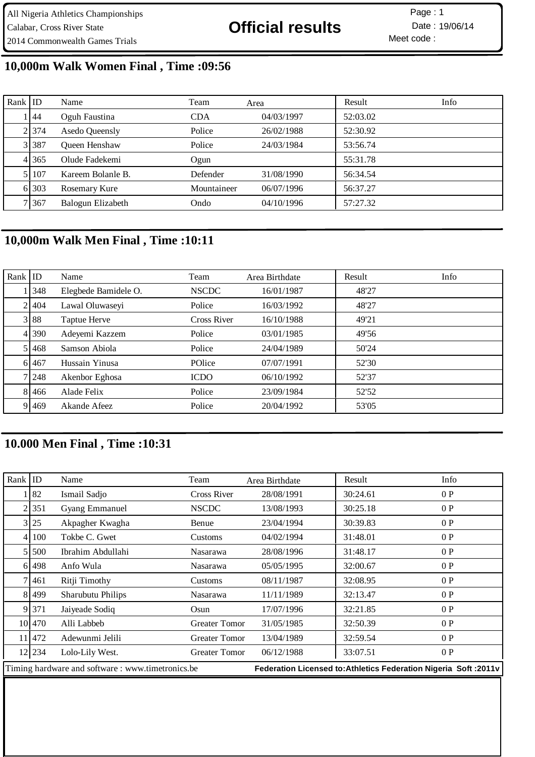All Nigeria Athletics Championships
Calabar, Cross River State
2014 Commonwealth Games Trials

# Official results

Page : 1
Date : 19/06/14
Meet code :

## 10,000m Walk Women Final , Time :09:56

| Rank | ID | Name | Team | Area | Result | Info |
|---|---|---|---|---|---|---|
| 1 | 44 | Oguh Faustina | CDA | 04/03/1997 | 52:03.02 | |
| 2 | 374 | Asedo Queensly | Police | 26/02/1988 | 52:30.92 | |
| 3 | 387 | Queen Henshaw | Police | 24/03/1984 | 53:56.74 | |
| 4 | 365 | Olude Fadekemi | Ogun | | 55:31.78 | |
| 5 | 107 | Kareem Bolanle B. | Defender | 31/08/1990 | 56:34.54 | |
| 6 | 303 | Rosemary Kure | Mountaineer | 06/07/1996 | 56:37.27 | |
| 7 | 367 | Balogun Elizabeth | Ondo | 04/10/1996 | 57:27.32 | |

## 10,000m Walk Men Final , Time :10:11

| Rank | ID | Name | Team | Area Birthdate | Result | Info |
|---|---|---|---|---|---|---|
| 1 | 348 | Elegbede Bamidele O. | NSCDC | 16/01/1987 | 48'27 | |
| 2 | 404 | Lawal Oluwaseyi | Police | 16/03/1992 | 48'27 | |
| 3 | 88 | Taptue Herve | Cross River | 16/10/1988 | 49'21 | |
| 4 | 390 | Adeyemi Kazzem | Police | 03/01/1985 | 49'56 | |
| 5 | 468 | Samson Abiola | Police | 24/04/1989 | 50'24 | |
| 6 | 467 | Hussain Yinusa | POlice | 07/07/1991 | 52'30 | |
| 7 | 248 | Akenbor Eghosa | ICDO | 06/10/1992 | 52'37 | |
| 8 | 466 | Alade Felix | Police | 23/09/1984 | 52'52 | |
| 9 | 469 | Akande Afeez | Police | 20/04/1992 | 53'05 | |

## 10.000 Men Final , Time :10:31

| Rank | ID | Name | Team | Area Birthdate | Result | Info |
|---|---|---|---|---|---|---|
| 1 | 82 | Ismail Sadjo | Cross River | 28/08/1991 | 30:24.61 | 0 P |
| 2 | 351 | Gyang Emmanuel | NSCDC | 13/08/1993 | 30:25.18 | 0 P |
| 3 | 25 | Akpagher Kwagha | Benue | 23/04/1994 | 30:39.83 | 0 P |
| 4 | 100 | Tokbe C. Gwet | Customs | 04/02/1994 | 31:48.01 | 0 P |
| 5 | 500 | Ibrahim Abdullahi | Nasarawa | 28/08/1996 | 31:48.17 | 0 P |
| 6 | 498 | Anfo Wula | Nasarawa | 05/05/1995 | 32:00.67 | 0 P |
| 7 | 461 | Ritji Timothy | Customs | 08/11/1987 | 32:08.95 | 0 P |
| 8 | 499 | Sharubutu Philips | Nasarawa | 11/11/1989 | 32:13.47 | 0 P |
| 9 | 371 | Jaiyeade Sodiq | Osun | 17/07/1996 | 32:21.85 | 0 P |
| 10 | 470 | Alli Labbeb | Greater Tomor | 31/05/1985 | 32:50.39 | 0 P |
| 11 | 472 | Adewunmi Jelili | Greater Tomor | 13/04/1989 | 32:59.54 | 0 P |
| 12 | 234 | Lolo-Lily West. | Greater Tomor | 06/12/1988 | 33:07.51 | 0 P |

Timing hardware and software : www.timetronics.be | **Federation Licensed to:Athletics Federation Nigeria Soft :2011v**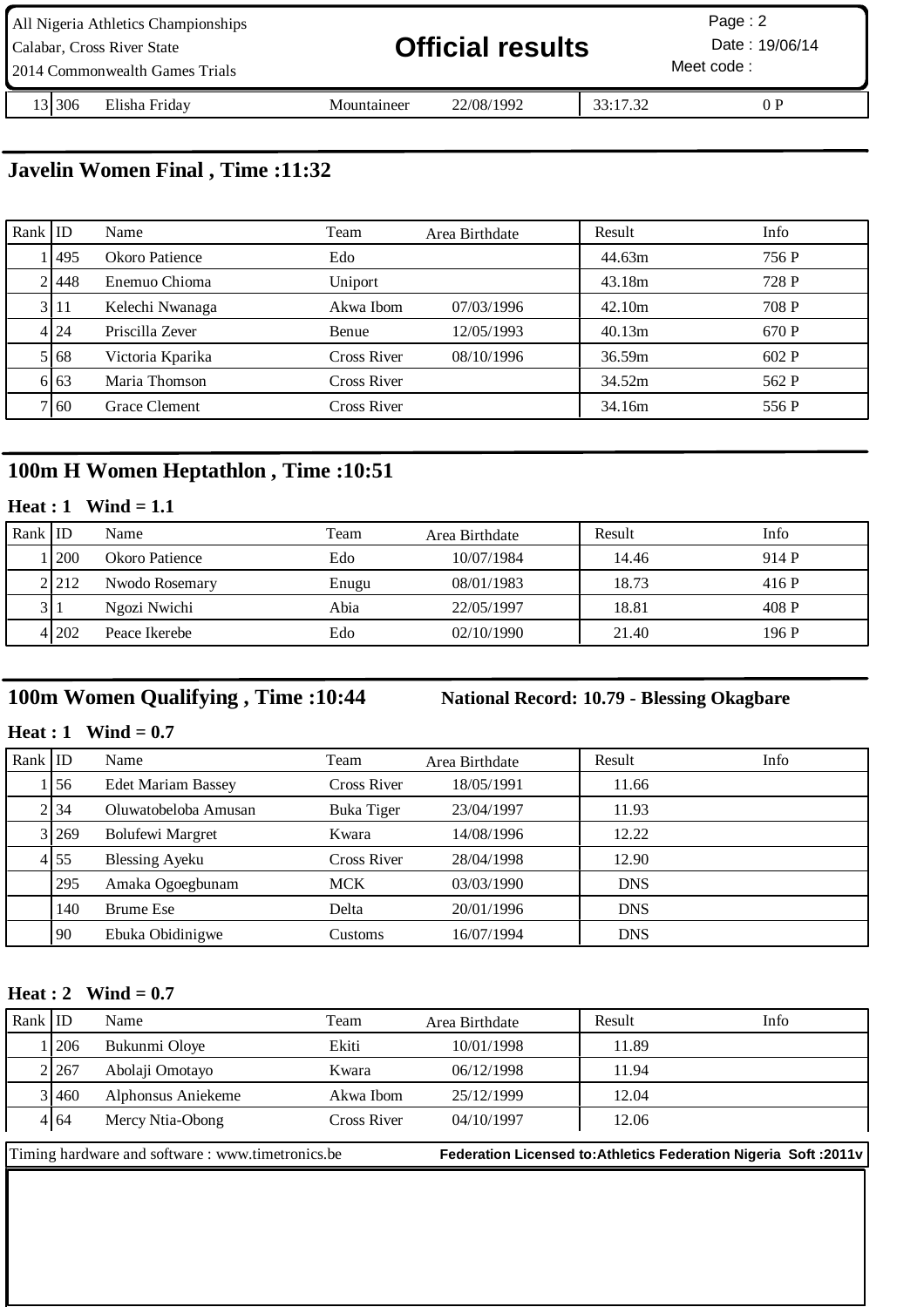| Rank | ID | Name | Team | Area Birthdate | Result | Info |
|---|---|---|---|---|---|---|
| 13 | 306 | Elisha Friday | Mountaineer | 22/08/1992 | 33:17.32 | 0 P |

## Javelin Women Final , Time :11:32

| Rank | ID | Name | Team | Area Birthdate | Result | Info |
|---|---|---|---|---|---|---|
| 1 | 495 | Okoro Patience | Edo | | 44.63m | 756 P |
| 2 | 448 | Enemuo Chioma | Uniport | | 43.18m | 728 P |
| 3 | 11 | Kelechi Nwanaga | Akwa Ibom | 07/03/1996 | 42.10m | 708 P |
| 4 | 24 | Priscilla Zever | Benue | 12/05/1993 | 40.13m | 670 P |
| 5 | 68 | Victoria Kparika | Cross River | 08/10/1996 | 36.59m | 602 P |
| 6 | 63 | Maria Thomson | Cross River | | 34.52m | 562 P |
| 7 | 60 | Grace Clement | Cross River | | 34.16m | 556 P |

## 100m H Women Heptathlon , Time :10:51

**Heat : 1 Wind = 1.1**

| Rank | ID | Name | Team | Area Birthdate | Result | Info |
|---|---|---|---|---|---|---|
| 1 | 200 | Okoro Patience | Edo | 10/07/1984 | 14.46 | 914 P |
| 2 | 212 | Nwodo Rosemary | Enugu | 08/01/1983 | 18.73 | 416 P |
| 3 | 1 | Ngozi Nwichi | Abia | 22/05/1997 | 18.81 | 408 P |
| 4 | 202 | Peace Ikerebe | Edo | 02/10/1990 | 21.40 | 196 P |

## 100m Women Qualifying , Time :10:44

**National Record: 10.79 - Blessing Okagbare**

**Heat : 1 Wind = 0.7**

| Rank | ID | Name | Team | Area Birthdate | Result | Info |
|---|---|---|---|---|---|---|
| 1 | 56 | Edet Mariam Bassey | Cross River | 18/05/1991 | 11.66 | |
| 2 | 34 | Oluwatobeloba Amusan | Buka Tiger | 23/04/1997 | 11.93 | |
| 3 | 269 | Bolufewi Margret | Kwara | 14/08/1996 | 12.22 | |
| 4 | 55 | Blessing Ayeku | Cross River | 28/04/1998 | 12.90 | |
| | 295 | Amaka Ogoegbunam | MCK | 03/03/1990 | DNS | |
| | 140 | Brume Ese | Delta | 20/01/1996 | DNS | |
| | 90 | Ebuka Obidinigwe | Customs | 16/07/1994 | DNS | |

**Heat : 2 Wind = 0.7**

| Rank | ID | Name | Team | Area Birthdate | Result | Info |
|---|---|---|---|---|---|---|
| 1 | 206 | Bukunmi Oloye | Ekiti | 10/01/1998 | 11.89 | |
| 2 | 267 | Abolaji Omotayo | Kwara | 06/12/1998 | 11.94 | |
| 3 | 460 | Alphonsus Aniekeme | Akwa Ibom | 25/12/1999 | 12.04 | |
| 4 | 64 | Mercy Ntia-Obong | Cross River | 04/10/1997 | 12.06 | |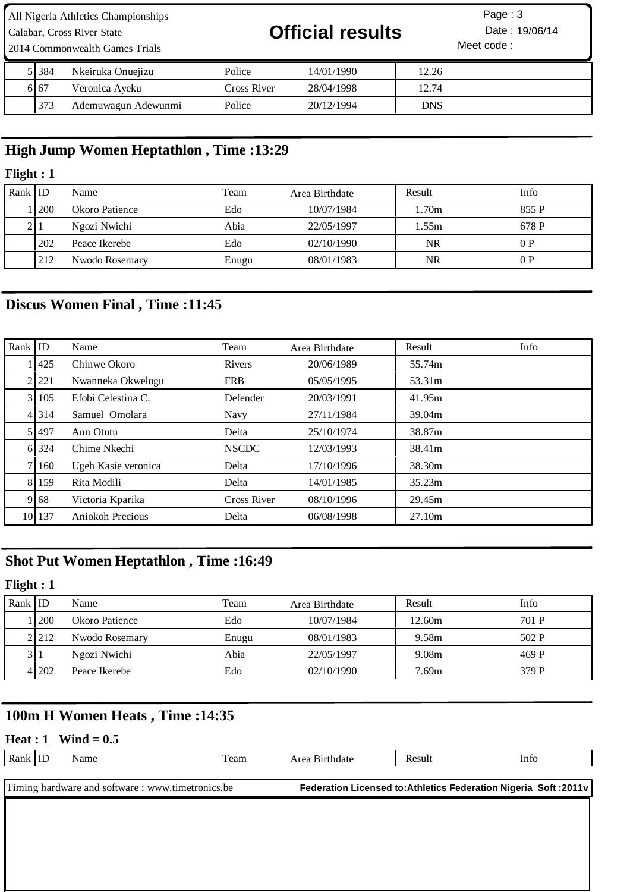| | | | | | | |
|---|---|---|---|---|---|---|
| 5 | 384 | Nkeiruka Onuejizu | Police | 14/01/1990 | 12.26 | |
| 6 | 67 | Veronica Ayeku | Cross River | 28/04/1998 | 12.74 | |
| | 373 | Ademuwagun Adewunmi | Police | 20/12/1994 | DNS | |

## High Jump Women Heptathlon , Time :13:29

**Flight : 1**

| Rank | ID | Name | Team | Area Birthdate | Result | Info |
|---|---|---|---|---|---|---|
| 1 | 200 | Okoro Patience | Edo | 10/07/1984 | 1.70m | 855 P |
| 2 | 1 | Ngozi Nwichi | Abia | 22/05/1997 | 1.55m | 678 P |
| | 202 | Peace Ikerebe | Edo | 02/10/1990 | NR | 0 P |
| | 212 | Nwodo Rosemary | Enugu | 08/01/1983 | NR | 0 P |

## Discus Women Final , Time :11:45

| Rank | ID | Name | Team | Area Birthdate | Result | Info |
|---|---|---|---|---|---|---|
| 1 | 425 | Chinwe Okoro | Rivers | 20/06/1989 | 55.74m | |
| 2 | 221 | Nwanneka Okwelogu | FRB | 05/05/1995 | 53.31m | |
| 3 | 105 | Efobi Celestina C. | Defender | 20/03/1991 | 41.95m | |
| 4 | 314 | Samuel Omolara | Navy | 27/11/1984 | 39.04m | |
| 5 | 497 | Ann Otutu | Delta | 25/10/1974 | 38.87m | |
| 6 | 324 | Chime Nkechi | NSCDC | 12/03/1993 | 38.41m | |
| 7 | 160 | Ugeh Kasie veronica | Delta | 17/10/1996 | 38.30m | |
| 8 | 159 | Rita Modili | Delta | 14/01/1985 | 35.23m | |
| 9 | 68 | Victoria Kparika | Cross River | 08/10/1996 | 29.45m | |
| 10 | 137 | Aniokoh Precious | Delta | 06/08/1998 | 27.10m | |

## Shot Put Women Heptathlon , Time :16:49

**Flight : 1**

| Rank | ID | Name | Team | Area Birthdate | Result | Info |
|---|---|---|---|---|---|---|
| 1 | 200 | Okoro Patience | Edo | 10/07/1984 | 12.60m | 701 P |
| 2 | 212 | Nwodo Rosemary | Enugu | 08/01/1983 | 9.58m | 502 P |
| 3 | 1 | Ngozi Nwichi | Abia | 22/05/1997 | 9.08m | 469 P |
| 4 | 202 | Peace Ikerebe | Edo | 02/10/1990 | 7.69m | 379 P |

## 100m H Women Heats , Time :14:35

**Heat : 1 Wind = 0.5**

| Rank | ID | Name | Team | Area Birthdate | Result | Info |
|---|---|---|---|---|---|---|

Timing hardware and software : www.timetronics.be

**Federation Licensed to:Athletics Federation Nigeria Soft :2011v**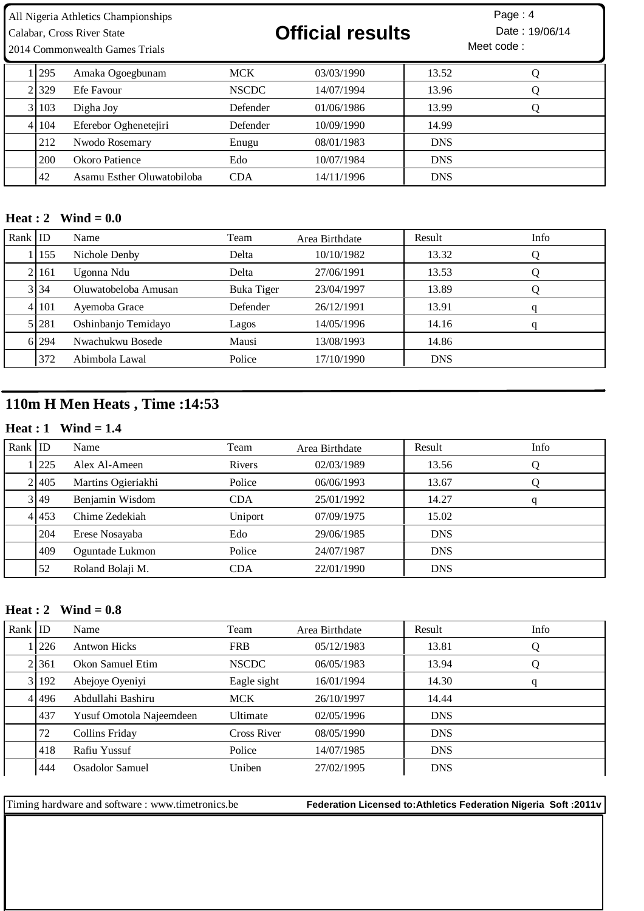| Rank | ID | Name | Team | Area Birthdate | Result | Info |
|---|---|---|---|---|---|---|
| 1 | 295 | Amaka Ogoegbunam | MCK | 03/03/1990 | 13.52 | Q |
| 2 | 329 | Efe Favour | NSCDC | 14/07/1994 | 13.96 | Q |
| 3 | 103 | Digha Joy | Defender | 01/06/1986 | 13.99 | Q |
| 4 | 104 | Eferebor Oghenetejiri | Defender | 10/09/1990 | 14.99 | |
| | 212 | Nwodo Rosemary | Enugu | 08/01/1983 | DNS | |
| | 200 | Okoro Patience | Edo | 10/07/1984 | DNS | |
| | 42 | Asamu Esther Oluwatobiloba | CDA | 14/11/1996 | DNS | |

**Heat : 2 Wind = 0.0**

| Rank | ID | Name | Team | Area Birthdate | Result | Info |
|---|---|---|---|---|---|---|
| 1 | 155 | Nichole Denby | Delta | 10/10/1982 | 13.32 | Q |
| 2 | 161 | Ugonna Ndu | Delta | 27/06/1991 | 13.53 | Q |
| 3 | 34 | Oluwatobeloba Amusan | Buka Tiger | 23/04/1997 | 13.89 | Q |
| 4 | 101 | Ayemoba Grace | Defender | 26/12/1991 | 13.91 | q |
| 5 | 281 | Oshinbanjo Temidayo | Lagos | 14/05/1996 | 14.16 | q |
| 6 | 294 | Nwachukwu Bosede | Mausi | 13/08/1993 | 14.86 | |
| | 372 | Abimbola Lawal | Police | 17/10/1990 | DNS | |

## 110m H Men Heats , Time :14:53

**Heat : 1 Wind = 1.4**

| Rank | ID | Name | Team | Area Birthdate | Result | Info |
|---|---|---|---|---|---|---|
| 1 | 225 | Alex Al-Ameen | Rivers | 02/03/1989 | 13.56 | Q |
| 2 | 405 | Martins Ogieriakhi | Police | 06/06/1993 | 13.67 | Q |
| 3 | 49 | Benjamin Wisdom | CDA | 25/01/1992 | 14.27 | q |
| 4 | 453 | Chime Zedekiah | Uniport | 07/09/1975 | 15.02 | |
| | 204 | Erese Nosayaba | Edo | 29/06/1985 | DNS | |
| | 409 | Oguntade Lukmon | Police | 24/07/1987 | DNS | |
| | 52 | Roland Bolaji M. | CDA | 22/01/1990 | DNS | |

**Heat : 2 Wind = 0.8**

| Rank | ID | Name | Team | Area Birthdate | Result | Info |
|---|---|---|---|---|---|---|
| 1 | 226 | Antwon Hicks | FRB | 05/12/1983 | 13.81 | Q |
| 2 | 361 | Okon Samuel Etim | NSCDC | 06/05/1983 | 13.94 | Q |
| 3 | 192 | Abejoye Oyeniyi | Eagle sight | 16/01/1994 | 14.30 | q |
| 4 | 496 | Abdullahi Bashiru | MCK | 26/10/1997 | 14.44 | |
| | 437 | Yusuf Omotola Najeemdeen | Ultimate | 02/05/1996 | DNS | |
| | 72 | Collins Friday | Cross River | 08/05/1990 | DNS | |
| | 418 | Rafiu Yussuf | Police | 14/07/1985 | DNS | |
| | 444 | Osadolor Samuel | Uniben | 27/02/1995 | DNS | |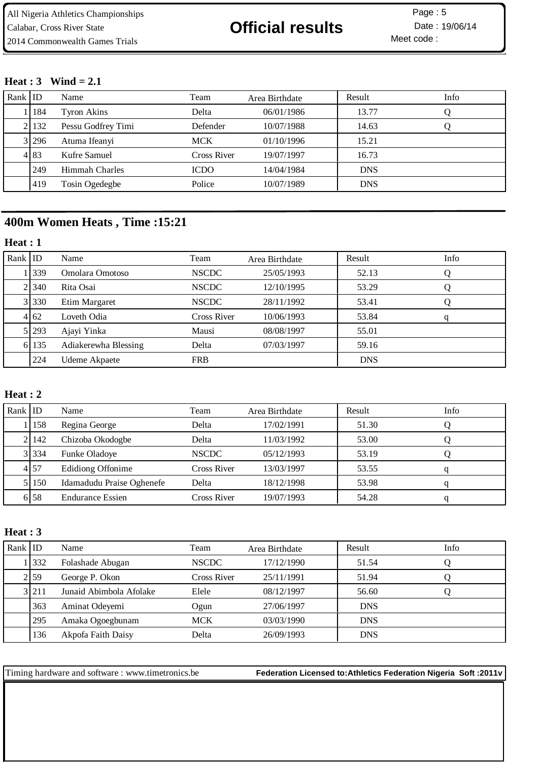**Heat : 3 Wind = 2.1**

| Rank | ID | Name | Team | Area Birthdate | Result | Info |
|---|---|---|---|---|---|---|
| 1 | 184 | Tyron Akins | Delta | 06/01/1986 | 13.77 | Q |
| 2 | 132 | Pessu Godfrey Timi | Defender | 10/07/1988 | 14.63 | Q |
| 3 | 296 | Atuma Ifeanyi | MCK | 01/10/1996 | 15.21 | |
| 4 | 83 | Kufre Samuel | Cross River | 19/07/1997 | 16.73 | |
| | 249 | Himmah Charles | ICDO | 14/04/1984 | DNS | |
| | 419 | Tosin Ogedegbe | Police | 10/07/1989 | DNS | |

## 400m Women Heats , Time :15:21

**Heat : 1**

| Rank | ID | Name | Team | Area Birthdate | Result | Info |
|---|---|---|---|---|---|---|
| 1 | 339 | Omolara Omotoso | NSCDC | 25/05/1993 | 52.13 | Q |
| 2 | 340 | Rita Osai | NSCDC | 12/10/1995 | 53.29 | Q |
| 3 | 330 | Etim Margaret | NSCDC | 28/11/1992 | 53.41 | Q |
| 4 | 62 | Loveth Odia | Cross River | 10/06/1993 | 53.84 | q |
| 5 | 293 | Ajayi Yinka | Mausi | 08/08/1997 | 55.01 | |
| 6 | 135 | Adiakerewha Blessing | Delta | 07/03/1997 | 59.16 | |
| | 224 | Udeme Akpaete | FRB | | DNS | |

**Heat : 2**

| Rank | ID | Name | Team | Area Birthdate | Result | Info |
|---|---|---|---|---|---|---|
| 1 | 158 | Regina George | Delta | 17/02/1991 | 51.30 | Q |
| 2 | 142 | Chizoba Okodogbe | Delta | 11/03/1992 | 53.00 | Q |
| 3 | 334 | Funke Oladoye | NSCDC | 05/12/1993 | 53.19 | Q |
| 4 | 57 | Edidiong Offonime | Cross River | 13/03/1997 | 53.55 | q |
| 5 | 150 | Idamadudu Praise Oghenefe | Delta | 18/12/1998 | 53.98 | q |
| 6 | 58 | Endurance Essien | Cross River | 19/07/1993 | 54.28 | q |

**Heat : 3**

| Rank | ID | Name | Team | Area Birthdate | Result | Info |
|---|---|---|---|---|---|---|
| 1 | 332 | Folashade Abugan | NSCDC | 17/12/1990 | 51.54 | Q |
| 2 | 59 | George P. Okon | Cross River | 25/11/1991 | 51.94 | Q |
| 3 | 211 | Junaid Abimbola Afolake | Elele | 08/12/1997 | 56.60 | Q |
| | 363 | Aminat Odeyemi | Ogun | 27/06/1997 | DNS | |
| | 295 | Amaka Ogoegbunam | MCK | 03/03/1990 | DNS | |
| | 136 | Akpofa Faith Daisy | Delta | 26/09/1993 | DNS | |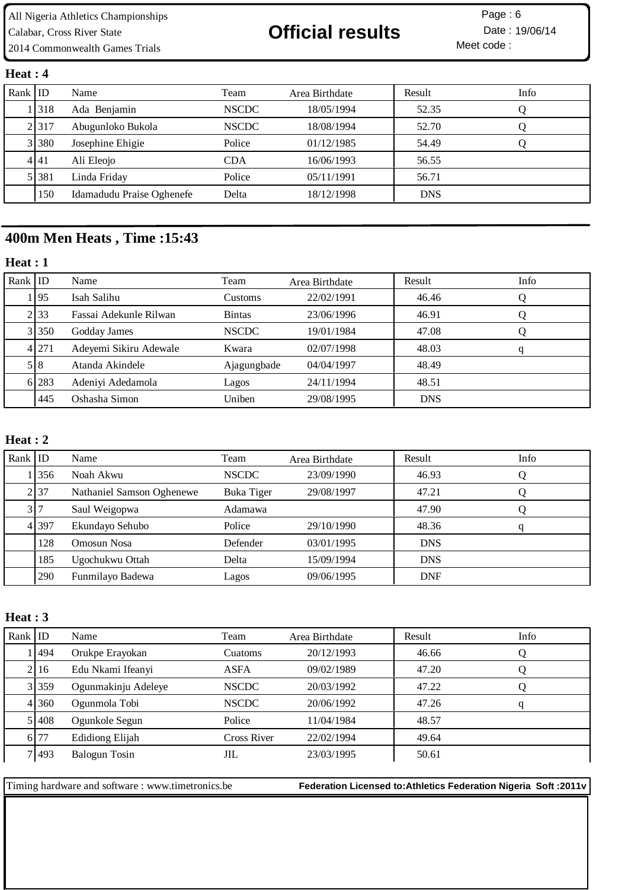### Heat : 4

| Rank | ID | Name | Team | Area Birthdate | Result | Info |
|---|---|---|---|---|---|---|
| 1 | 318 | Ada Benjamin | NSCDC | 18/05/1994 | 52.35 | Q |
| 2 | 317 | Abugunloko Bukola | NSCDC | 18/08/1994 | 52.70 | Q |
| 3 | 380 | Josephine Ehigie | Police | 01/12/1985 | 54.49 | Q |
| 4 | 41 | Ali Eleojo | CDA | 16/06/1993 | 56.55 | |
| 5 | 381 | Linda Friday | Police | 05/11/1991 | 56.71 | |
| | 150 | Idamadudu Praise Oghenefe | Delta | 18/12/1998 | DNS | |

## 400m Men Heats , Time :15:43

### Heat : 1

| Rank | ID | Name | Team | Area Birthdate | Result | Info |
|---|---|---|---|---|---|---|
| 1 | 95 | Isah Salihu | Customs | 22/02/1991 | 46.46 | Q |
| 2 | 33 | Fassai Adekunle Rilwan | Bintas | 23/06/1996 | 46.91 | Q |
| 3 | 350 | Godday James | NSCDC | 19/01/1984 | 47.08 | Q |
| 4 | 271 | Adeyemi Sikiru Adewale | Kwara | 02/07/1998 | 48.03 | q |
| 5 | 8 | Atanda Akindele | Ajagungbade | 04/04/1997 | 48.49 | |
| 6 | 283 | Adeniyi Adedamola | Lagos | 24/11/1994 | 48.51 | |
| | 445 | Oshasha Simon | Uniben | 29/08/1995 | DNS | |

### Heat : 2

| Rank | ID | Name | Team | Area Birthdate | Result | Info |
|---|---|---|---|---|---|---|
| 1 | 356 | Noah Akwu | NSCDC | 23/09/1990 | 46.93 | Q |
| 2 | 37 | Nathaniel Samson Oghenewe | Buka Tiger | 29/08/1997 | 47.21 | Q |
| 3 | 7 | Saul Weigopwa | Adamawa | | 47.90 | Q |
| 4 | 397 | Ekundayo Sehubo | Police | 29/10/1990 | 48.36 | q |
| | 128 | Omosun Nosa | Defender | 03/01/1995 | DNS | |
| | 185 | Ugochukwu Ottah | Delta | 15/09/1994 | DNS | |
| | 290 | Funmilayo Badewa | Lagos | 09/06/1995 | DNF | |

### Heat : 3

| Rank | ID | Name | Team | Area Birthdate | Result | Info |
|---|---|---|---|---|---|---|
| 1 | 494 | Orukpe Erayokan | Cuatoms | 20/12/1993 | 46.66 | Q |
| 2 | 16 | Edu Nkami Ifeanyi | ASFA | 09/02/1989 | 47.20 | Q |
| 3 | 359 | Ogunmakinju Adeleye | NSCDC | 20/03/1992 | 47.22 | Q |
| 4 | 360 | Ogunmola Tobi | NSCDC | 20/06/1992 | 47.26 | q |
| 5 | 408 | Ogunkole Segun | Police | 11/04/1984 | 48.57 | |
| 6 | 77 | Edidiong Elijah | Cross River | 22/02/1994 | 49.64 | |
| 7 | 493 | Balogun Tosin | JIL | 23/03/1995 | 50.61 | |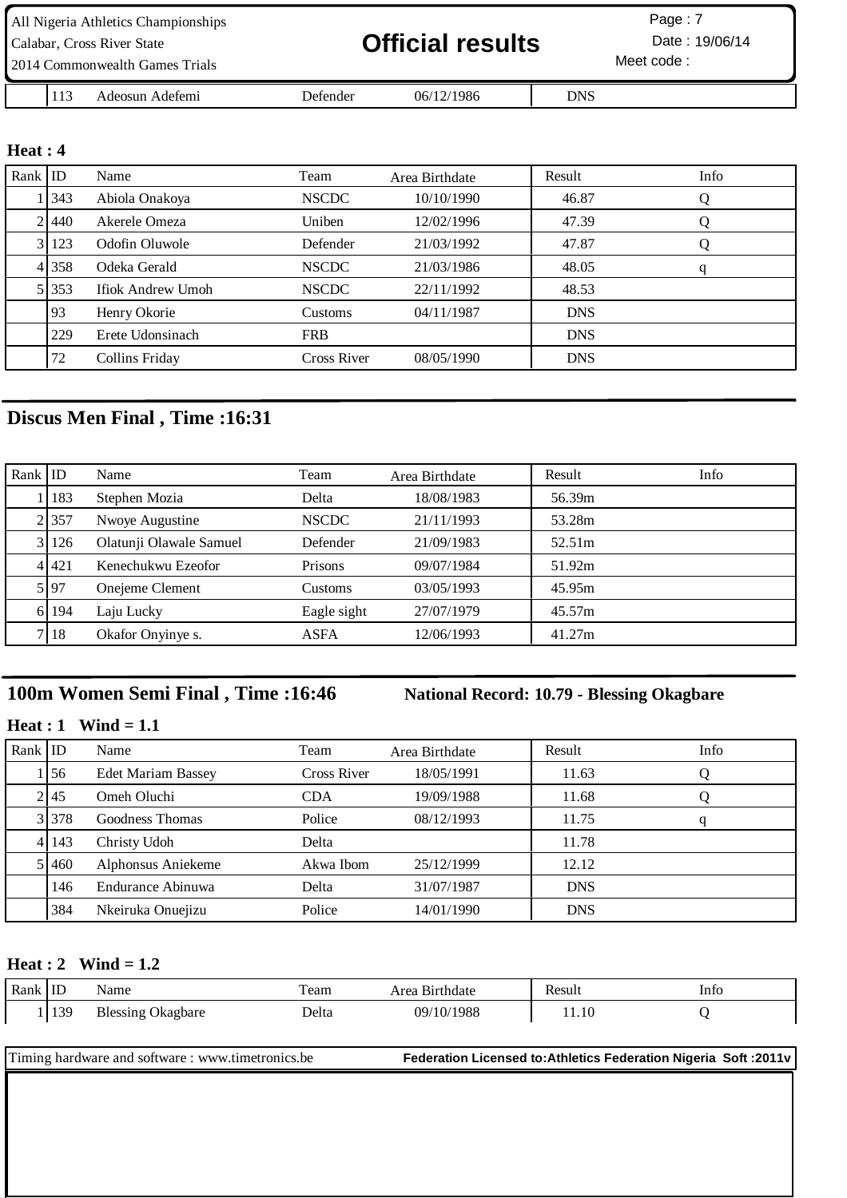| Rank | ID | Name | Team | Area Birthdate | Result | Info |
|---|---|---|---|---|---|---|
| | 113 | Adeosun Adefemi | Defender | 06/12/1986 | DNS | |

**Heat : 4**

| Rank | ID | Name | Team | Area Birthdate | Result | Info |
|---|---|---|---|---|---|---|
| 1 | 343 | Abiola Onakoya | NSCDC | 10/10/1990 | 46.87 | Q |
| 2 | 440 | Akerele Omeza | Uniben | 12/02/1996 | 47.39 | Q |
| 3 | 123 | Odofin Oluwole | Defender | 21/03/1992 | 47.87 | Q |
| 4 | 358 | Odeka Gerald | NSCDC | 21/03/1986 | 48.05 | q |
| 5 | 353 | Ifiok Andrew Umoh | NSCDC | 22/11/1992 | 48.53 | |
| | 93 | Henry Okorie | Customs | 04/11/1987 | DNS | |
| | 229 | Erete Udonsinach | FRB | | DNS | |
| | 72 | Collins Friday | Cross River | 08/05/1990 | DNS | |

## Discus Men Final , Time :16:31

| Rank | ID | Name | Team | Area Birthdate | Result | Info |
|---|---|---|---|---|---|---|
| 1 | 183 | Stephen Mozia | Delta | 18/08/1983 | 56.39m | |
| 2 | 357 | Nwoye Augustine | NSCDC | 21/11/1993 | 53.28m | |
| 3 | 126 | Olatunji Olawale Samuel | Defender | 21/09/1983 | 52.51m | |
| 4 | 421 | Kenechukwu Ezeofor | Prisons | 09/07/1984 | 51.92m | |
| 5 | 97 | Onejeme Clement | Customs | 03/05/1993 | 45.95m | |
| 6 | 194 | Laju Lucky | Eagle sight | 27/07/1979 | 45.57m | |
| 7 | 18 | Okafor Onyinye s. | ASFA | 12/06/1993 | 41.27m | |

## 100m Women Semi Final , Time :16:46

**National Record: 10.79 - Blessing Okagbare**

**Heat : 1 Wind = 1.1**

| Rank | ID | Name | Team | Area Birthdate | Result | Info |
|---|---|---|---|---|---|---|
| 1 | 56 | Edet Mariam Bassey | Cross River | 18/05/1991 | 11.63 | Q |
| 2 | 45 | Omeh Oluchi | CDA | 19/09/1988 | 11.68 | Q |
| 3 | 378 | Goodness Thomas | Police | 08/12/1993 | 11.75 | q |
| 4 | 143 | Christy Udoh | Delta | | 11.78 | |
| 5 | 460 | Alphonsus Aniekeme | Akwa Ibom | 25/12/1999 | 12.12 | |
| | 146 | Endurance Abinuwa | Delta | 31/07/1987 | DNS | |
| | 384 | Nkeiruka Onuejizu | Police | 14/01/1990 | DNS | |

**Heat : 2 Wind = 1.2**

| Rank | ID | Name | Team | Area Birthdate | Result | Info |
|---|---|---|---|---|---|---|
| 1 | 139 | Blessing Okagbare | Delta | 09/10/1988 | 11.10 | Q |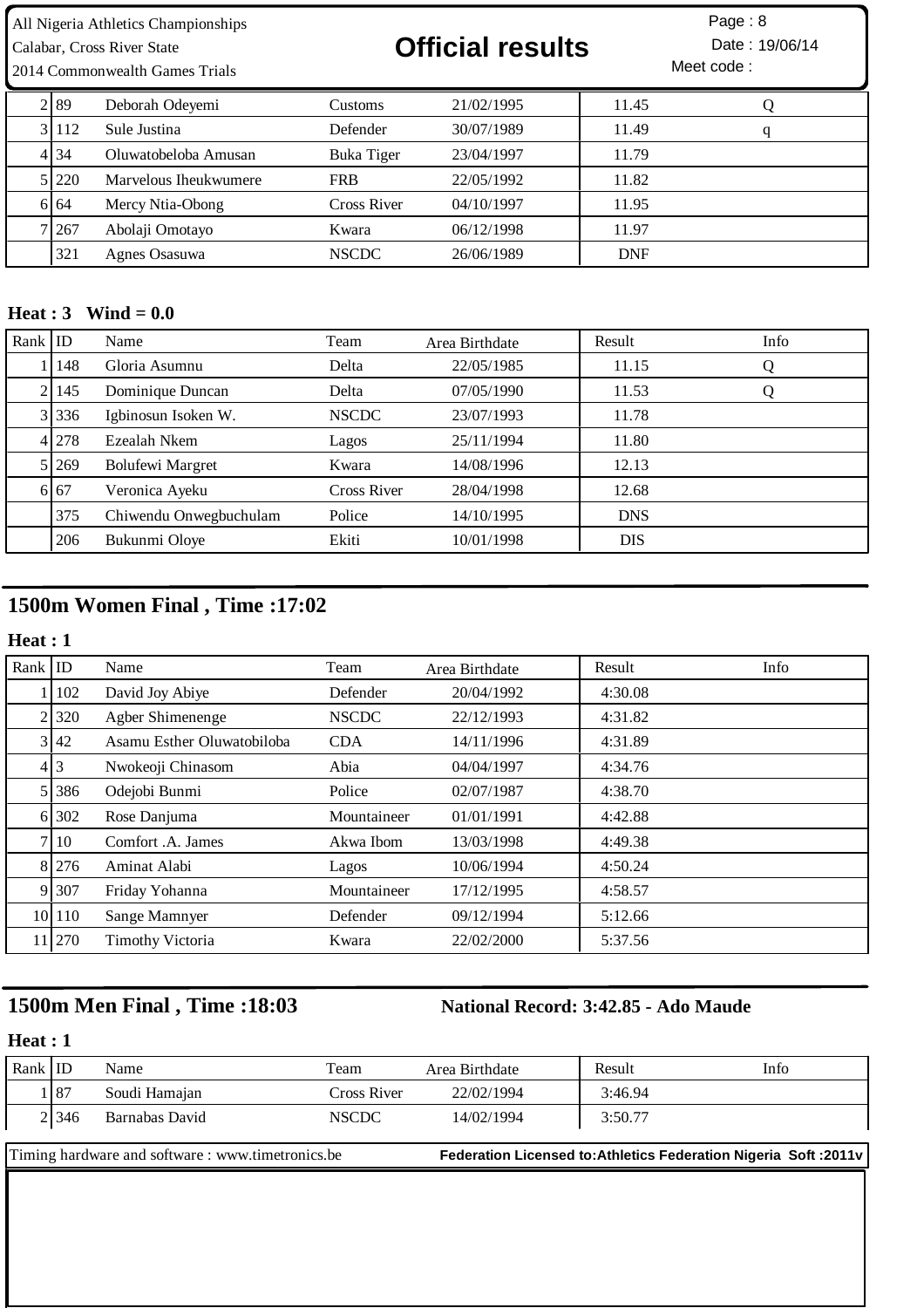| Rank | ID | Name | Team | Area Birthdate | Result | Info |
|---|---|---|---|---|---|---|
| 2 | 89 | Deborah Odeyemi | Customs | 21/02/1995 | 11.45 | Q |
| 3 | 112 | Sule Justina | Defender | 30/07/1989 | 11.49 | q |
| 4 | 34 | Oluwatobeloba Amusan | Buka Tiger | 23/04/1997 | 11.79 | |
| 5 | 220 | Marvelous Iheukwumere | FRB | 22/05/1992 | 11.82 | |
| 6 | 64 | Mercy Ntia-Obong | Cross River | 04/10/1997 | 11.95 | |
| 7 | 267 | Abolaji Omotayo | Kwara | 06/12/1998 | 11.97 | |
| | 321 | Agnes Osasuwa | NSCDC | 26/06/1989 | DNF | |

**Heat : 3 Wind = 0.0**

| Rank | ID | Name | Team | Area Birthdate | Result | Info |
|---|---|---|---|---|---|---|
| 1 | 148 | Gloria Asumnu | Delta | 22/05/1985 | 11.15 | Q |
| 2 | 145 | Dominique Duncan | Delta | 07/05/1990 | 11.53 | Q |
| 3 | 336 | Igbinosun Isoken W. | NSCDC | 23/07/1993 | 11.78 | |
| 4 | 278 | Ezealah Nkem | Lagos | 25/11/1994 | 11.80 | |
| 5 | 269 | Bolufewi Margret | Kwara | 14/08/1996 | 12.13 | |
| 6 | 67 | Veronica Ayeku | Cross River | 28/04/1998 | 12.68 | |
| | 375 | Chiwendu Onwegbuchulam | Police | 14/10/1995 | DNS | |
| | 206 | Bukunmi Oloye | Ekiti | 10/01/1998 | DIS | |

## 1500m Women Final , Time :17:02

**Heat : 1**

| Rank | ID | Name | Team | Area Birthdate | Result | Info |
|---|---|---|---|---|---|---|
| 1 | 102 | David Joy Abiye | Defender | 20/04/1992 | 4:30.08 | |
| 2 | 320 | Agber Shimenenge | NSCDC | 22/12/1993 | 4:31.82 | |
| 3 | 42 | Asamu Esther Oluwatobiloba | CDA | 14/11/1996 | 4:31.89 | |
| 4 | 3 | Nwokeoji Chinasom | Abia | 04/04/1997 | 4:34.76 | |
| 5 | 386 | Odejobi Bunmi | Police | 02/07/1987 | 4:38.70 | |
| 6 | 302 | Rose Danjuma | Mountaineer | 01/01/1991 | 4:42.88 | |
| 7 | 10 | Comfort .A. James | Akwa Ibom | 13/03/1998 | 4:49.38 | |
| 8 | 276 | Aminat Alabi | Lagos | 10/06/1994 | 4:50.24 | |
| 9 | 307 | Friday Yohanna | Mountaineer | 17/12/1995 | 4:58.57 | |
| 10 | 110 | Sange Mamnyer | Defender | 09/12/1994 | 5:12.66 | |
| 11 | 270 | Timothy Victoria | Kwara | 22/02/2000 | 5:37.56 | |

## 1500m Men Final , Time :18:03

**National Record: 3:42.85 - Ado Maude**

**Heat : 1**

| Rank | ID | Name | Team | Area Birthdate | Result | Info |
|---|---|---|---|---|---|---|
| 1 | 87 | Soudi Hamajan | Cross River | 22/02/1994 | 3:46.94 | |
| 2 | 346 | Barnabas David | NSCDC | 14/02/1994 | 3:50.77 | |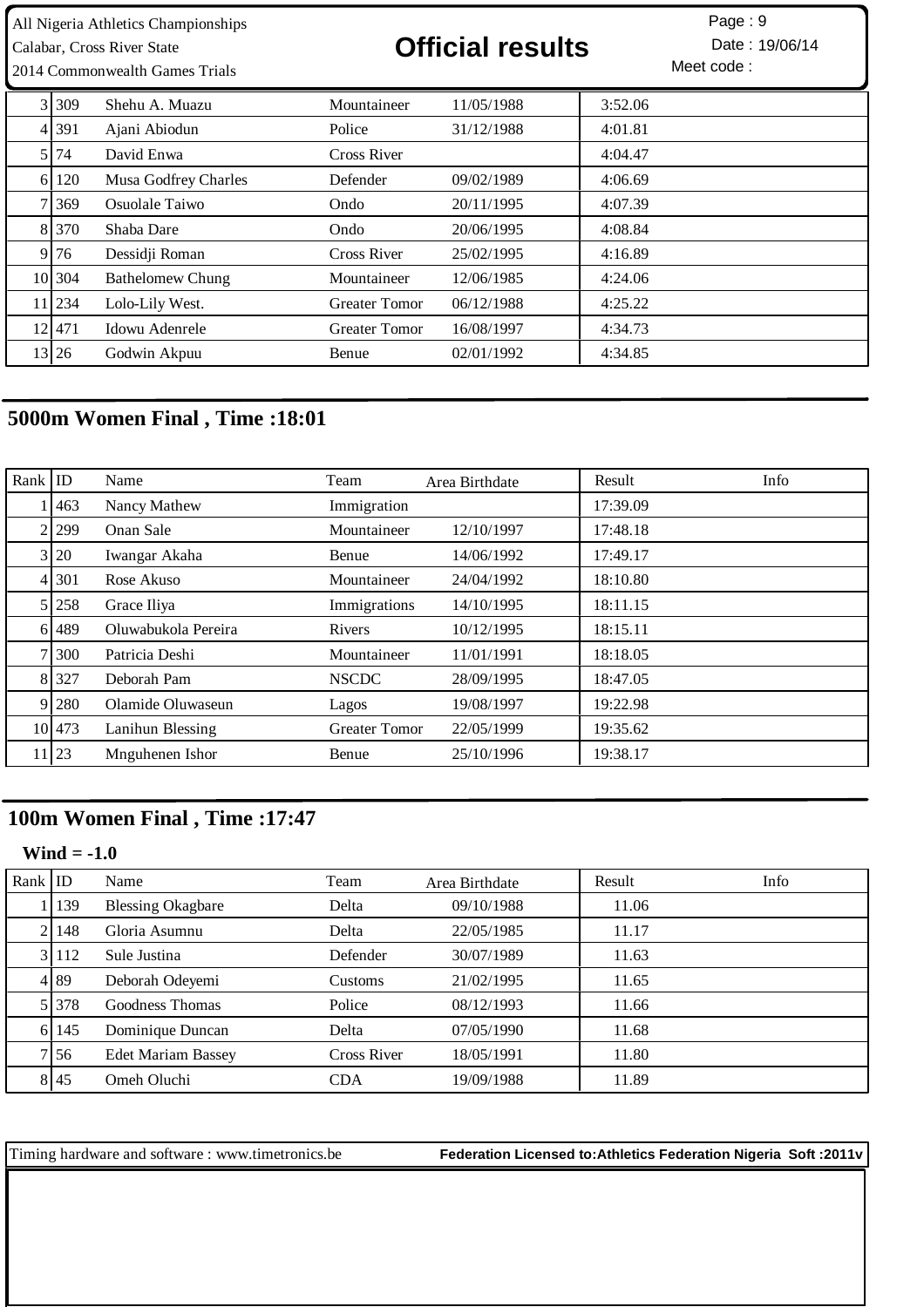| | | | | | | |
|---|---|---|---|---|---|---|
| 3 | 309 | Shehu A. Muazu | Mountaineer | 11/05/1988 | 3:52.06 | |
| 4 | 391 | Ajani Abiodun | Police | 31/12/1988 | 4:01.81 | |
| 5 | 74 | David Enwa | Cross River | | 4:04.47 | |
| 6 | 120 | Musa Godfrey Charles | Defender | 09/02/1989 | 4:06.69 | |
| 7 | 369 | Osuolale Taiwo | Ondo | 20/11/1995 | 4:07.39 | |
| 8 | 370 | Shaba Dare | Ondo | 20/06/1995 | 4:08.84 | |
| 9 | 76 | Dessidji Roman | Cross River | 25/02/1995 | 4:16.89 | |
| 10 | 304 | Bathelomew Chung | Mountaineer | 12/06/1985 | 4:24.06 | |
| 11 | 234 | Lolo-Lily West. | Greater Tomor | 06/12/1988 | 4:25.22 | |
| 12 | 471 | Idowu Adenrele | Greater Tomor | 16/08/1997 | 4:34.73 | |
| 13 | 26 | Godwin Akpuu | Benue | 02/01/1992 | 4:34.85 | |

## 5000m Women Final , Time :18:01

| Rank | ID | Name | Team | Area Birthdate | Result | Info |
|---|---|---|---|---|---|---|
| 1 | 463 | Nancy Mathew | Immigration | | 17:39.09 | |
| 2 | 299 | Onan Sale | Mountaineer | 12/10/1997 | 17:48.18 | |
| 3 | 20 | Iwangar Akaha | Benue | 14/06/1992 | 17:49.17 | |
| 4 | 301 | Rose Akuso | Mountaineer | 24/04/1992 | 18:10.80 | |
| 5 | 258 | Grace Iliya | Immigrations | 14/10/1995 | 18:11.15 | |
| 6 | 489 | Oluwabukola Pereira | Rivers | 10/12/1995 | 18:15.11 | |
| 7 | 300 | Patricia Deshi | Mountaineer | 11/01/1991 | 18:18.05 | |
| 8 | 327 | Deborah Pam | NSCDC | 28/09/1995 | 18:47.05 | |
| 9 | 280 | Olamide Oluwaseun | Lagos | 19/08/1997 | 19:22.98 | |
| 10 | 473 | Lanihun Blessing | Greater Tomor | 22/05/1999 | 19:35.62 | |
| 11 | 23 | Mnguhenen Ishor | Benue | 25/10/1996 | 19:38.17 | |

## 100m Women Final , Time :17:47

**Wind = -1.0**

| Rank | ID | Name | Team | Area Birthdate | Result | Info |
|---|---|---|---|---|---|---|
| 1 | 139 | Blessing Okagbare | Delta | 09/10/1988 | 11.06 | |
| 2 | 148 | Gloria Asumnu | Delta | 22/05/1985 | 11.17 | |
| 3 | 112 | Sule Justina | Defender | 30/07/1989 | 11.63 | |
| 4 | 89 | Deborah Odeyemi | Customs | 21/02/1995 | 11.65 | |
| 5 | 378 | Goodness Thomas | Police | 08/12/1993 | 11.66 | |
| 6 | 145 | Dominique Duncan | Delta | 07/05/1990 | 11.68 | |
| 7 | 56 | Edet Mariam Bassey | Cross River | 18/05/1991 | 11.80 | |
| 8 | 45 | Omeh Oluchi | CDA | 19/09/1988 | 11.89 | |